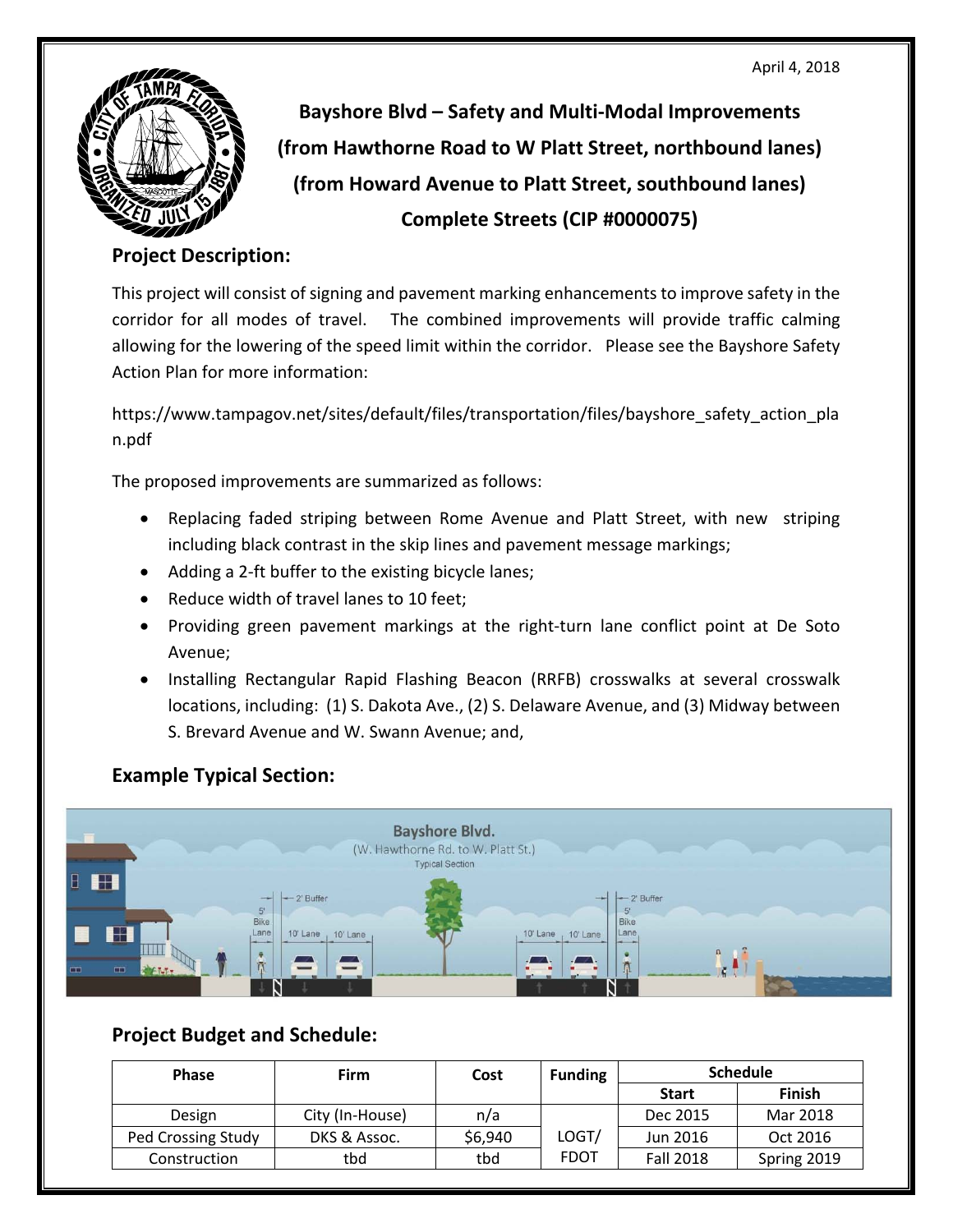April 4, 2018

# Bayshore Blvd – Safety and Multi-Modal Improvements
# (from Hawthorne Road to W Platt Street, northbound lanes)
# (from Howard Avenue to Platt Street, southbound lanes)
# Complete Streets (CIP #0000075)

## Project Description:

This project will consist of signing and pavement marking enhancements to improve safety in the corridor for all modes of travel. The combined improvements will provide traffic calming allowing for the lowering of the speed limit within the corridor. Please see the Bayshore Safety Action Plan for more information:

https://www.tampagov.net/sites/default/files/transportation/files/bayshore_safety_action_plan.pdf

The proposed improvements are summarized as follows:

- Replacing faded striping between Rome Avenue and Platt Street, with new striping including black contrast in the skip lines and pavement message markings;
- Adding a 2-ft buffer to the existing bicycle lanes;
- Reduce width of travel lanes to 10 feet;
- Providing green pavement markings at the right-turn lane conflict point at De Soto Avenue;
- Installing Rectangular Rapid Flashing Beacon (RRFB) crosswalks at several crosswalk locations, including: (1) S. Dakota Ave., (2) S. Delaware Avenue, and (3) Midway between S. Brevard Avenue and W. Swann Avenue; and,

## Example Typical Section:

Bayshore Blvd.
(W. Hawthorne Rd. to W. Platt St.)
Typical Section

5' Bike Lane | 2' Buffer | 10' Lane | 10' Lane | 10' Lane | 10' Lane | 2' Buffer | 5' Bike Lane

## Project Budget and Schedule:

| Phase | Firm | Cost | Funding | Schedule | |
|---|---|---|---|---|---|
| | | | | Start | Finish |
| Design | City (In-House) | n/a | LOGT/ FDOT | Dec 2015 | Mar 2018 |
| Ped Crossing Study | DKS & Assoc. | $6,940 | | Jun 2016 | Oct 2016 |
| Construction | tbd | tbd | | Fall 2018 | Spring 2019 |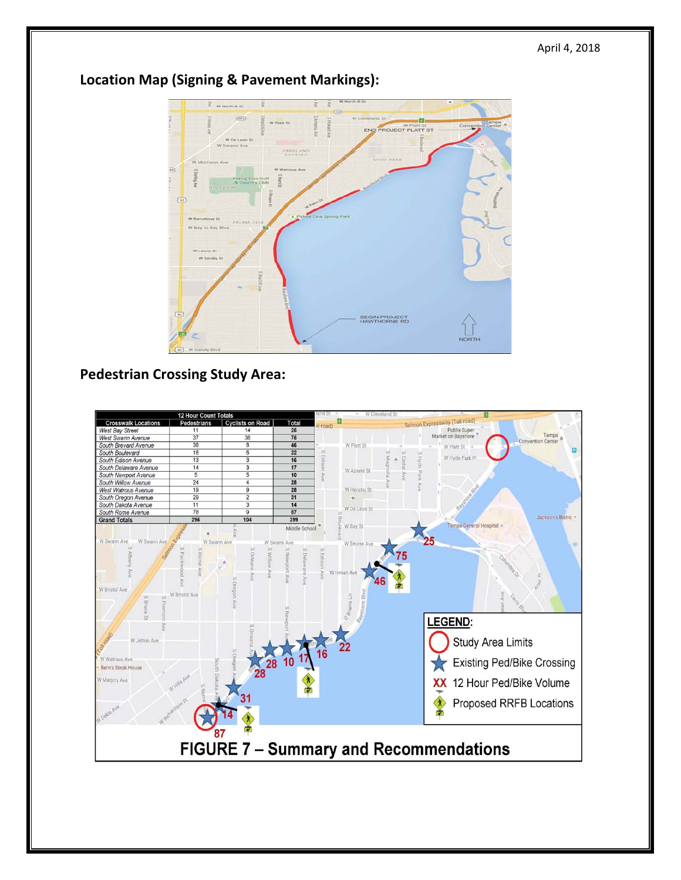April 4, 2018

## Location Map (Signing & Pavement Markings):

END PROJECT PLATT ST

BEGIN PROJECT HAWTHORNE RD

NORTH

## Pedestrian Crossing Study Area:

| Crosswalk Locations | 12 Hour Count Totals | | |
|---|---|---|---|
| | Pedestrians | Cyclists on Road | Total |
| West Bay Street | 11 | 14 | 25 |
| West Swann Avenue | 37 | 38 | 75 |
| South Brevard Avenue | 38 | 8 | 46 |
| South Boulevard | 16 | 6 | 22 |
| South Edison Avenue | 13 | 3 | 16 |
| South Delaware Avenue | 14 | 3 | 17 |
| South Newport Avenue | 5 | 5 | 10 |
| South Willow Avenue | 24 | 4 | 28 |
| West Watrous Avenue | 19 | 9 | 28 |
| South Oregon Avenue | 29 | 2 | 31 |
| South Dakota Avenue | 11 | 3 | 14 |
| South Rome Avenue | 78 | 9 | 87 |
| Grand Totals | 295 | 104 | 399 |

25 75 46 22 16 17 10 28 28 31 14 87

LEGEND:
- Study Area Limits
- Existing Ped/Bike Crossing
- XX 12 Hour Ped/Bike Volume
- Proposed RRFB Locations

FIGURE 7 – Summary and Recommendations